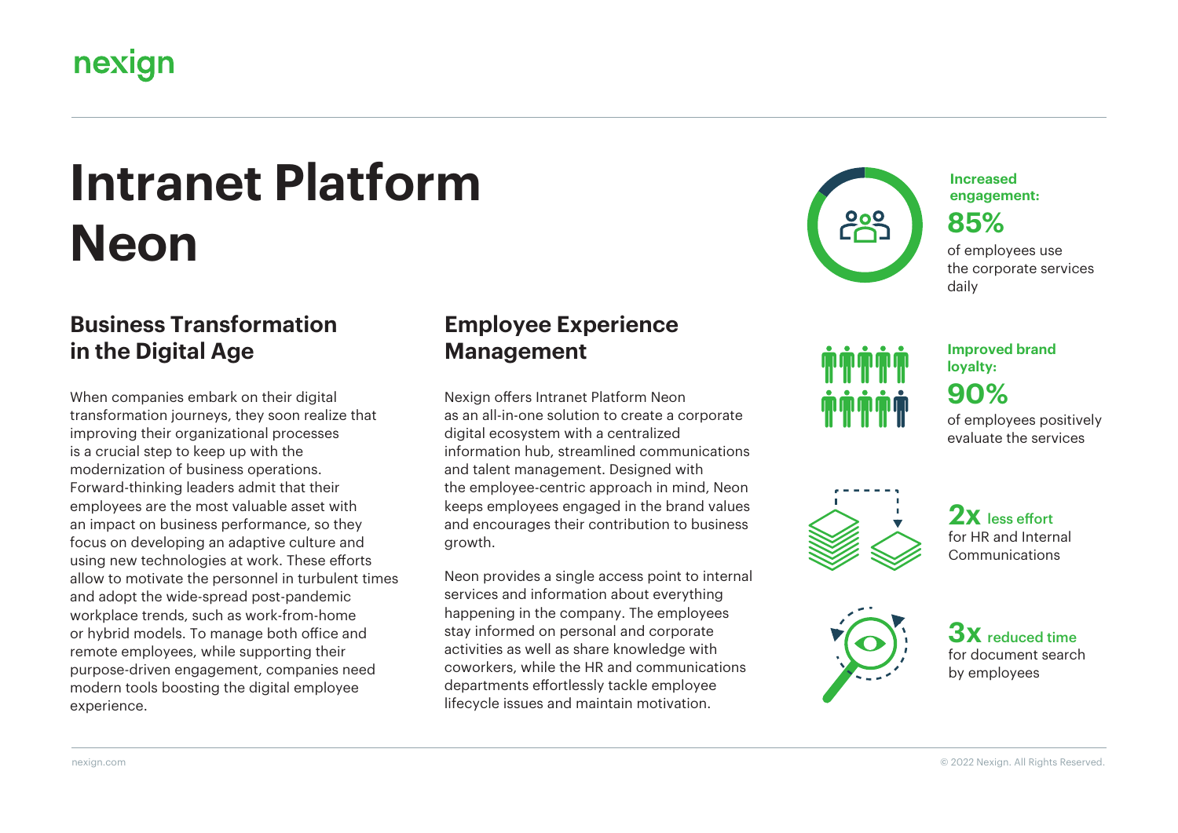nexign

# Intranet Platform Neon

## Business Transformation in the Digital Age

When companies embark on their digital transformation journeys, they soon realize that improving their organizational processes is a crucial step to keep up with the modernization of business operations. Forward-thinking leaders admit that their employees are the most valuable asset with an impact on business performance, so they focus on developing an adaptive culture and using new technologies at work. These efforts allow to motivate the personnel in turbulent times and adopt the wide-spread post-pandemic workplace trends, such as work-from-home or hybrid models. To manage both office and remote employees, while supporting their purpose-driven engagement, companies need modern tools boosting the digital employee experience.

## Employee Experience Management

Nexign offers Intranet Platform Neon as an all-in-one solution to create a corporate digital ecosystem with a centralized information hub, streamlined communications and talent management. Designed with the employee-centric approach in mind, Neon keeps employees engaged in the brand values and encourages their contribution to business growth.

Neon provides a single access point to internal services and information about everything happening in the company. The employees stay informed on personal and corporate activities as well as share knowledge with coworkers, while the HR and communications departments effortlessly tackle employee lifecycle issues and maintain motivation.

**Increased engagement:**
**85%**
of employees use the corporate services daily

**Improved brand loyalty:**
**90%**
of employees positively evaluate the services

**2x** less effort
for HR and Internal Communications

**3x** reduced time
for document search by employees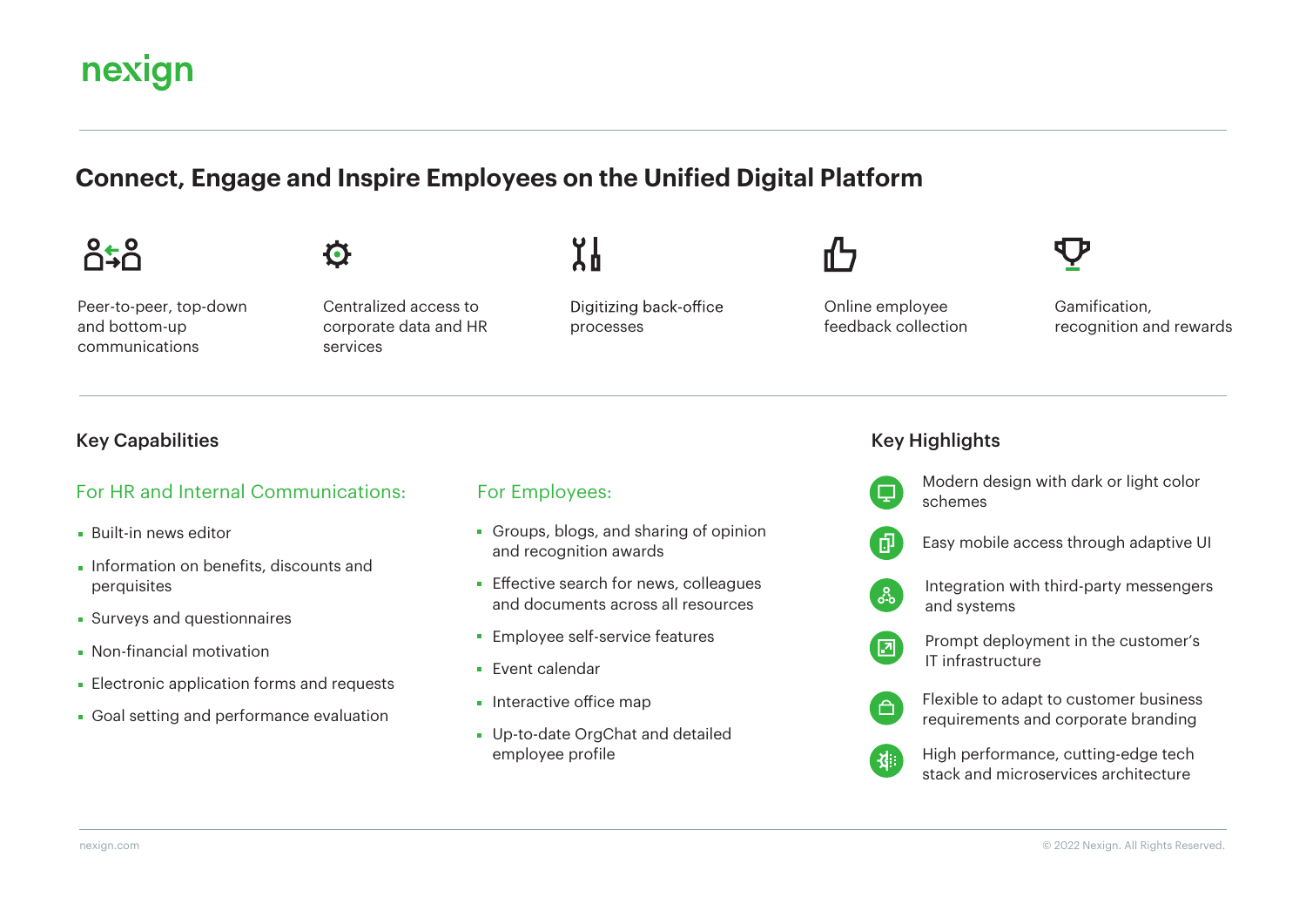nexign

## Connect, Engage and Inspire Employees on the Unified Digital Platform

Peer-to-peer, top-down and bottom-up communications

Centralized access to corporate data and HR services

Digitizing back-office processes

Online employee feedback collection

Gamification, recognition and rewards

### Key Capabilities

#### For HR and Internal Communications:

- Built-in news editor
- Information on benefits, discounts and perquisites
- Surveys and questionnaires
- Non-financial motivation
- Electronic application forms and requests
- Goal setting and performance evaluation

#### For Employees:

- Groups, blogs, and sharing of opinion and recognition awards
- Effective search for news, colleagues and documents across all resources
- Employee self-service features
- Event calendar
- Interactive office map
- Up-to-date OrgChat and detailed employee profile

### Key Highlights

- Modern design with dark or light color schemes
- Easy mobile access through adaptive UI
- Integration with third-party messengers and systems
- Prompt deployment in the customer's IT infrastructure
- Flexible to adapt to customer business requirements and corporate branding
- High performance, cutting-edge tech stack and microservices architecture

nexign.com

© 2022 Nexign. All Rights Reserved.